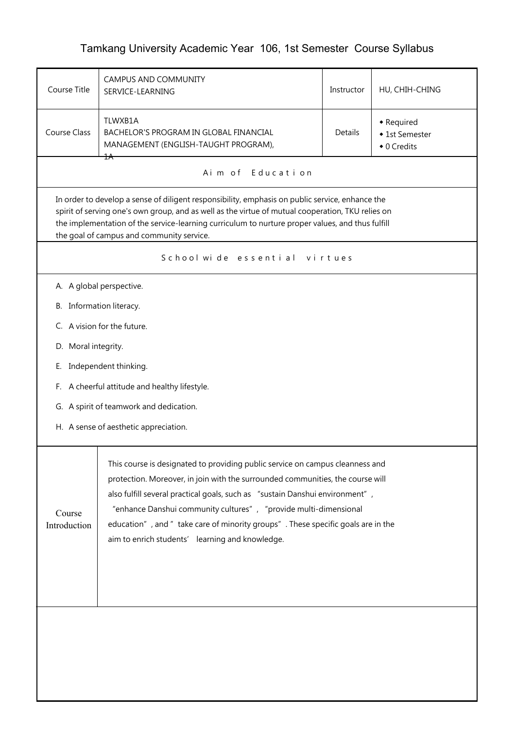# Tamkang University Academic Year 106, 1st Semester Course Syllabus

| Course Title | CAMPUS AND COMMUNITY SERVICE-LEARNING | Instructor | HU, CHIH-CHING |
|---|---|---|---|
| Course Class | TLWXB1A<br>BACHELOR'S PROGRAM IN GLOBAL FINANCIAL MANAGEMENT (ENGLISH-TAUGHT PROGRAM), 1A | Details | ◆ Required<br>◆ 1st Semester<br>◆ 0 Credits |

## Aim of Education

In order to develop a sense of diligent responsibility, emphasis on public service, enhance the spirit of serving one's own group, and as well as the virtue of mutual cooperation, TKU relies on the implementation of the service-learning curriculum to nurture proper values, and thus fulfill the goal of campus and community service.

## Schoolwide essential virtues

A. A global perspective.

B. Information literacy.

C. A vision for the future.

D. Moral integrity.

E. Independent thinking.

F. A cheerful attitude and healthy lifestyle.

G. A spirit of teamwork and dedication.

H. A sense of aesthetic appreciation.

## Course Introduction

This course is designated to providing public service on campus cleanness and protection. Moreover, in join with the surrounded communities, the course will also fulfill several practical goals, such as "sustain Danshui environment", "enhance Danshui community cultures", "provide multi-dimensional education", and "take care of minority groups". These specific goals are in the aim to enrich students' learning and knowledge.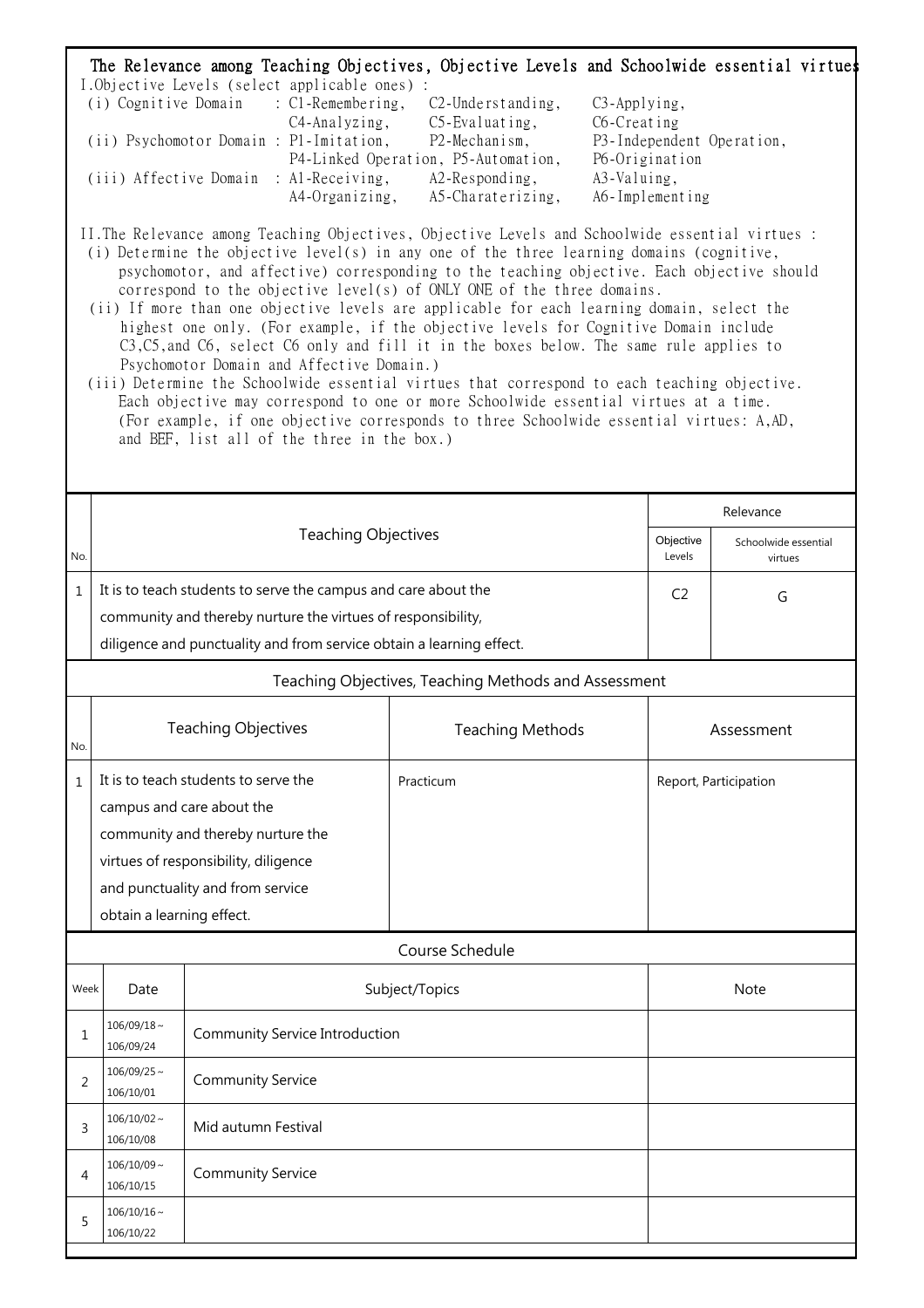# The Relevance among Teaching Objectives, Objective Levels and Schoolwide essential virtues

I.Objective Levels (select applicable ones) :

(i) Cognitive Domain : C1-Remembering, C2-Understanding, C3-Applying, C4-Analyzing, C5-Evaluating, C6-Creating

(ii) Psychomotor Domain : P1-Imitation, P2-Mechanism, P3-Independent Operation, P4-Linked Operation, P5-Automation, P6-Origination

(iii) Affective Domain : A1-Receiving, A2-Responding, A3-Valuing, A4-Organizing, A5-Charaterizing, A6-Implementing

II.The Relevance among Teaching Objectives, Objective Levels and Schoolwide essential virtues :

(i) Determine the objective level(s) in any one of the three learning domains (cognitive, psychomotor, and affective) corresponding to the teaching objective. Each objective should correspond to the objective level(s) of ONLY ONE of the three domains.

(ii) If more than one objective levels are applicable for each learning domain, select the highest one only. (For example, if the objective levels for Cognitive Domain include C3,C5,and C6, select C6 only and fill it in the boxes below. The same rule applies to Psychomotor Domain and Affective Domain.)

(iii) Determine the Schoolwide essential virtues that correspond to each teaching objective. Each objective may correspond to one or more Schoolwide essential virtues at a time. (For example, if one objective corresponds to three Schoolwide essential virtues: A,AD, and BEF, list all of the three in the box.)

| No. | Teaching Objectives | Relevance: Objective Levels | Relevance: Schoolwide essential virtues |
|---|---|---|---|
| 1 | It is to teach students to serve the campus and care about the community and thereby nurture the virtues of responsibility, diligence and punctuality and from service obtain a learning effect. | C2 | G |

## Teaching Objectives, Teaching Methods and Assessment

| No. | Teaching Objectives | Teaching Methods | Assessment |
|---|---|---|---|
| 1 | It is to teach students to serve the campus and care about the community and thereby nurture the virtues of responsibility, diligence and punctuality and from service obtain a learning effect. | Practicum | Report, Participation |

## Course Schedule

| Week | Date | Subject/Topics | Note |
|---|---|---|---|
| 1 | 106/09/18～106/09/24 | Community Service Introduction | |
| 2 | 106/09/25～106/10/01 | Community Service | |
| 3 | 106/10/02～106/10/08 | Mid autumn Festival | |
| 4 | 106/10/09～106/10/15 | Community Service | |
| 5 | 106/10/16～106/10/22 | | |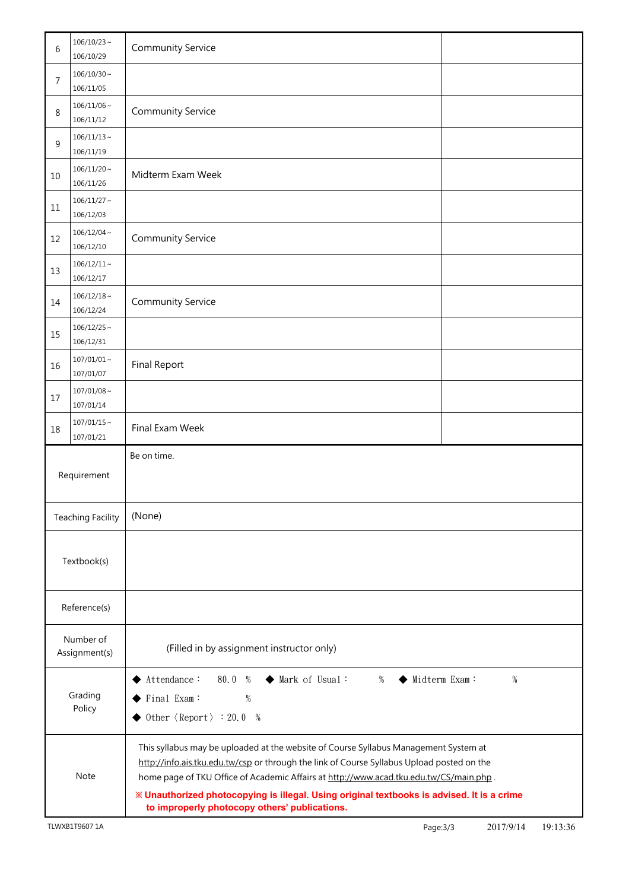| | | | |
|---|---|---|---|
| 6 | 106/10/23～<br>106/10/29 | Community Service | |
| 7 | 106/10/30～<br>106/11/05 | | |
| 8 | 106/11/06～<br>106/11/12 | Community Service | |
| 9 | 106/11/13～<br>106/11/19 | | |
| 10 | 106/11/20～<br>106/11/26 | Midterm Exam Week | |
| 11 | 106/11/27～<br>106/12/03 | | |
| 12 | 106/12/04～<br>106/12/10 | Community Service | |
| 13 | 106/12/11～<br>106/12/17 | | |
| 14 | 106/12/18～<br>106/12/24 | Community Service | |
| 15 | 106/12/25～<br>106/12/31 | | |
| 16 | 107/01/01～<br>107/01/07 | Final Report | |
| 17 | 107/01/08～<br>107/01/14 | | |
| 18 | 107/01/15～<br>107/01/21 | Final Exam Week | |

| | |
|---|---|
| Requirement | Be on time. |
| Teaching Facility | (None) |
| Textbook(s) | |
| Reference(s) | |
| Number of Assignment(s) | (Filled in by assignment instructor only) |
| Grading Policy | ◆ Attendance： 80.0 ％ ◆ Mark of Usual： ％ ◆ Midterm Exam： ％<br>◆ Final Exam： ％<br>◆ Other〈Report〉：20.0 ％ |
| Note | This syllabus may be uploaded at the website of Course Syllabus Management System at http://info.ais.tku.edu.tw/csp or through the link of Course Syllabus Upload posted on the home page of TKU Office of Academic Affairs at http://www.acad.tku.edu.tw/CS/main.php .<br>**※Unauthorized photocopying is illegal. Using original textbooks is advised. It is a crime to improperly photocopy others' publications.** |

TLWXB1T9607 1A